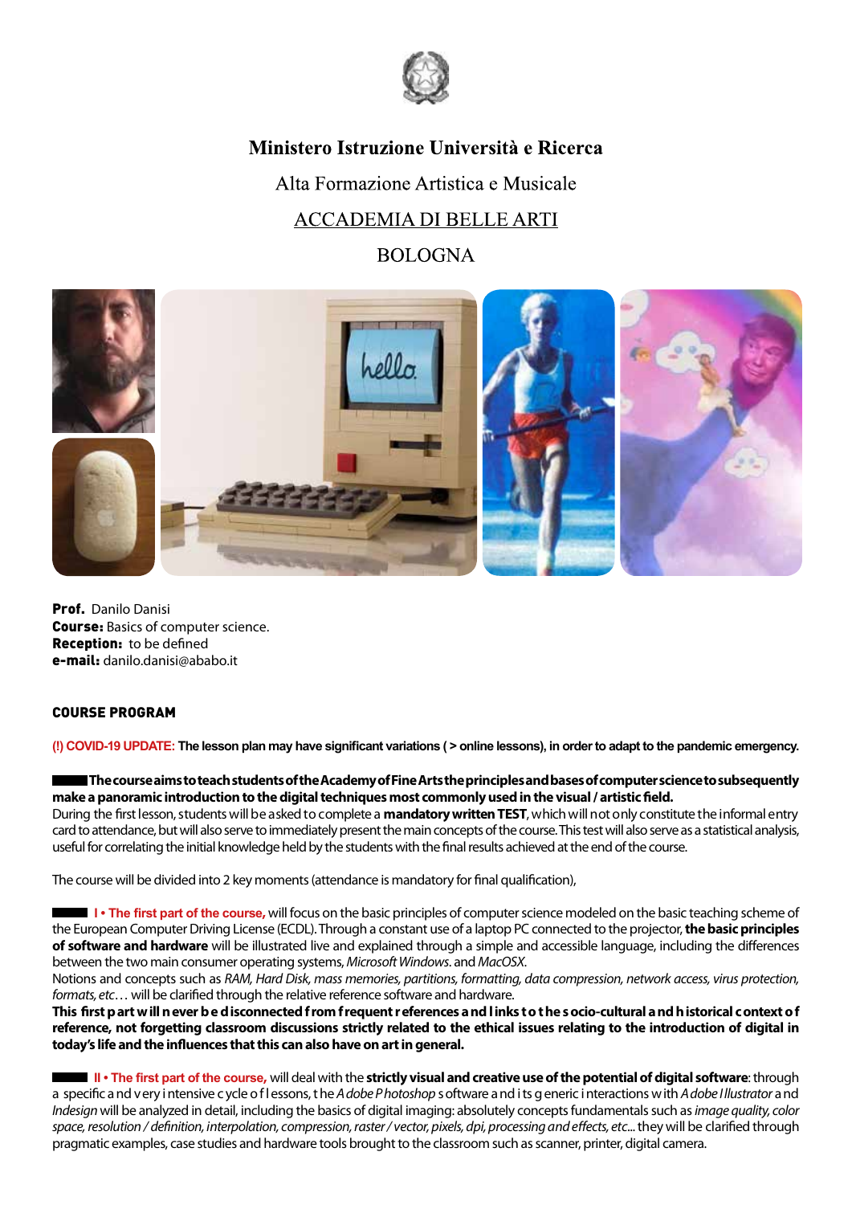**Ministero Istruzione Università e Ricerca**

Alta Formazione Artistica e Musicale

ACCADEMIA DI BELLE ARTI

BOLOGNA

**Prof.** Danilo Danisi
**Course:** Basics of computer science.
**Reception:** to be defined
**e-mail:** danilo.danisi@ababo.it

## COURSE PROGRAM

**(!) COVID-19 UPDATE: The lesson plan may have significant variations ( > online lessons), in order to adapt to the pandemic emergency.**

**The course aims to teach students of the Academy of Fine Arts the principles and bases of computer science to subsequently make a panoramic introduction to the digital techniques most commonly used in the visual / artistic field.**
During the first lesson, students will be asked to complete a **mandatory written TEST**, which will not only constitute the informal entry card to attendance, but will also serve to immediately present the main concepts of the course. This test will also serve as a statistical analysis, useful for correlating the initial knowledge held by the students with the final results achieved at the end of the course.

The course will be divided into 2 key moments (attendance is mandatory for final qualification),

**I • The first part of the course,** will focus on the basic principles of computer science modeled on the basic teaching scheme of the European Computer Driving License (ECDL). Through a constant use of a laptop PC connected to the projector, **the basic principles of software and hardware** will be illustrated live and explained through a simple and accessible language, including the differences between the two main consumer operating systems, *Microsoft Windows.* and *MacOSX*.
Notions and concepts such as *RAM, Hard Disk, mass memories, partitions, formatting, data compression, network access, virus protection, formats, etc*… will be clarified through the relative reference software and hardware.
**This first part will never be disconnected from frequent references and links to the socio-cultural and historical context of reference, not forgetting classroom discussions strictly related to the ethical issues relating to the introduction of digital in today's life and the influences that this can also have on art in general.**

**II • The first part of the course,** will deal with the **strictly visual and creative use of the potential of digital software**: through a specific and very intensive cycle of lessons, the *Adobe Photoshop* software and its generic interactions with *Adobe Illustrator* and *Indesign* will be analyzed in detail, including the basics of digital imaging: absolutely concepts fundamentals such as *image quality, color space, resolution / definition, interpolation, compression, raster / vector, pixels, dpi, processing and effects, etc...* they will be clarified through pragmatic examples, case studies and hardware tools brought to the classroom such as scanner, printer, digital camera.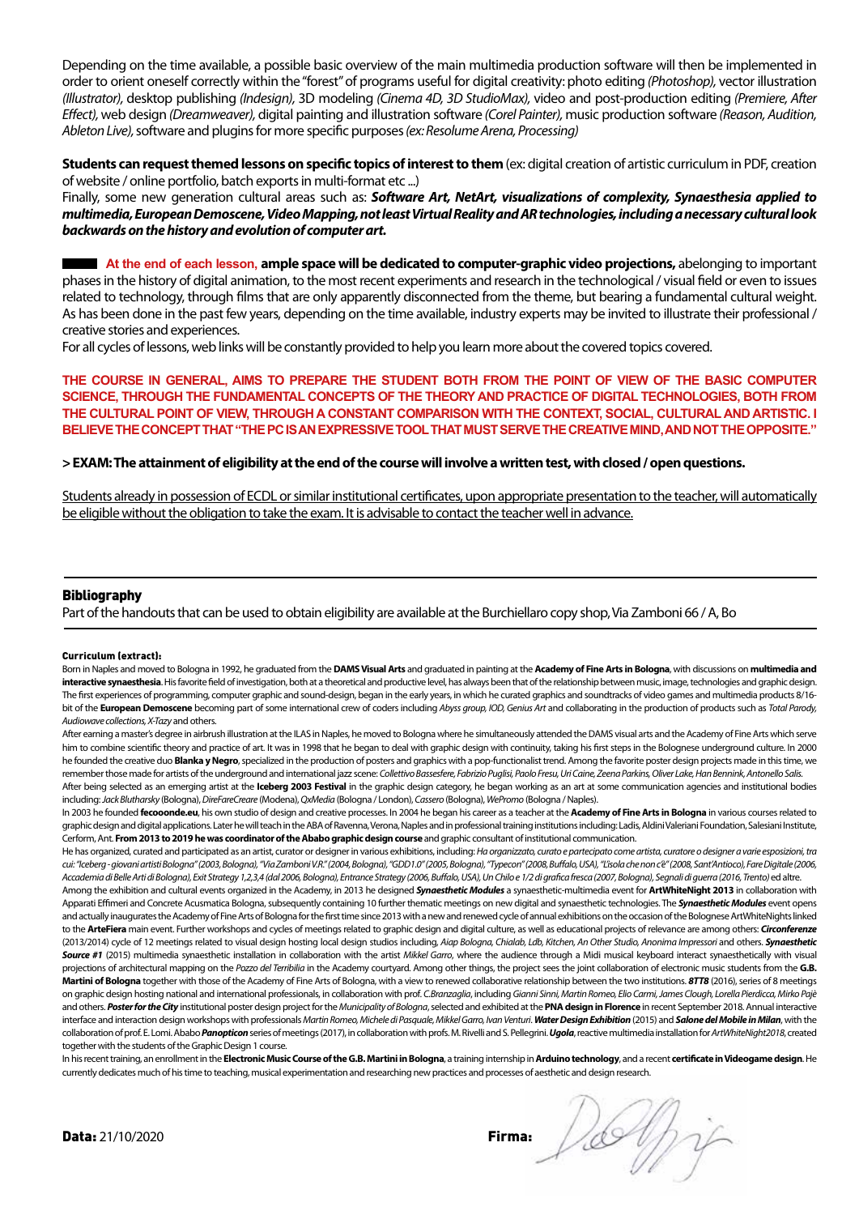Depending on the time available, a possible basic overview of the main multimedia production software will then be implemented in order to orient oneself correctly within the "forest" of programs useful for digital creativity: photo editing *(Photoshop)*, vector illustration *(Illustrator)*, desktop publishing *(Indesign)*, 3D modeling *(Cinema 4D, 3D StudioMax)*, video and post-production editing *(Premiere, After Effect)*, web design *(Dreamweaver)*, digital painting and illustration software *(Corel Painter)*, music production software *(Reason, Audition, Ableton Live)*, software and plugins for more specific purposes *(ex: Resolume Arena, Processing)*

**Students can request themed lessons on specific topics of interest to them** (ex: digital creation of artistic curriculum in PDF, creation of website / online portfolio, batch exports in multi-format etc ...)

Finally, some new generation cultural areas such as: ***Software Art, NetArt, visualizations of complexity, Synaesthesia applied to multimedia, European Demoscene, Video Mapping, not least Virtual Reality and AR technologies, including a necessary cultural look backwards on the history and evolution of computer art.***

**At the end of each lesson, ample space will be dedicated to computer-graphic video projections,** abelonging to important phases in the history of digital animation, to the most recent experiments and research in the technological / visual field or even to issues related to technology, through films that are only apparently disconnected from the theme, but bearing a fundamental cultural weight. As has been done in the past few years, depending on the time available, industry experts may be invited to illustrate their professional / creative stories and experiences.

For all cycles of lessons, web links will be constantly provided to help you learn more about the covered topics covered.

**THE COURSE IN GENERAL, AIMS TO PREPARE THE STUDENT BOTH FROM THE POINT OF VIEW OF THE BASIC COMPUTER SCIENCE, THROUGH THE FUNDAMENTAL CONCEPTS OF THE THEORY AND PRACTICE OF DIGITAL TECHNOLOGIES, BOTH FROM THE CULTURAL POINT OF VIEW, THROUGH A CONSTANT COMPARISON WITH THE CONTEXT, SOCIAL, CULTURAL AND ARTISTIC. I BELIEVE THE CONCEPT THAT "THE PC IS AN EXPRESSIVE TOOL THAT MUST SERVE THE CREATIVE MIND, AND NOT THE OPPOSITE."**

**> EXAM: The attainment of eligibility at the end of the course will involve a written test, with closed / open questions.**

Students already in possession of ECDL or similar institutional certificates, upon appropriate presentation to the teacher, will automatically be eligible without the obligation to take the exam. It is advisable to contact the teacher well in advance.

## Bibliography

Part of the handouts that can be used to obtain eligibility are available at the Burchiellaro copy shop, Via Zamboni 66 / A, Bo

### Curriculum (extract):

Born in Naples and moved to Bologna in 1992, he graduated from the **DAMS Visual Arts** and graduated in painting at the **Academy of Fine Arts in Bologna**, with discussions on **multimedia and interactive synaesthesia**. His favorite field of investigation, both at a theoretical and productive level, has always been that of the relationship between music, image, technologies and graphic design. The first experiences of programming, computer graphic and sound-design, began in the early years, in which he curated graphics and soundtracks of video games and multimedia products 8/16-bit of the **European Demoscene** becoming part of some international crew of coders including *Abyss group, IOD, Genius Art* and collaborating in the production of products such as *Total Parody, Audiowave collections, X-Tazy* and others.

After earning a master's degree in airbrush illustration at the ILAS in Naples, he moved to Bologna where he simultaneously attended the DAMS visual arts and the Academy of Fine Arts which serve him to combine scientific theory and practice of art. It was in 1998 that he began to deal with graphic design with continuity, taking his first steps in the Bolognese underground culture. In 2000 he founded the creative duo **Blanka y Negro**, specialized in the production of posters and graphics with a pop-functionalist trend. Among the favorite poster design projects made in this time, we remember those made for artists of the underground and international jazz scene: *Collettivo Bassesfere, Fabrizio Puglisi, Paolo Fresu, Uri Caine, Zeena Parkins, Oliver Lake, Han Bennink, Antonello Salis.*

After being selected as an emerging artist at the **Iceberg 2003 Festival** in the graphic design category, he began working as an art at some communication agencies and institutional bodies including: *Jack Blutharsky* (Bologna), *DireFareCreare* (Modena), *QxMedia* (Bologna / London), *Cassero* (Bologna), *WePromo* (Bologna / Naples).

In 2003 he founded **fecooonde.eu**, his own studio of design and creative processes. In 2004 he began his career as a teacher at the **Academy of Fine Arts in Bologna** in various courses related to graphic design and digital applications. Later he will teach in the ABA of Ravenna, Verona, Naples and in professional training institutions including: Ladis, Aldini Valeriani Foundation, Salesiani Institute, Cerform, Ant. **From 2013 to 2019 he was coordinator of the Ababo graphic design course** and graphic consultant of institutional communication.

He has organized, curated and participated as an artist, curator or designer in various exhibitions, including: *Ha organizzato, curato e partecipato come artista, curatore o designer a varie esposizioni, tra cui: "Iceberg - giovani artisti Bologna" (2003, Bologna), "Via Zamboni V.R." (2004, Bologna), "GDD1.0" (2005, Bologna), "Typecon" (2008, Buffalo, USA), "L'isola che non c'è" (2008, Sant'Antioco), Fare Digitale (2006, Accademia di Belle Arti di Bologna), Exit Strategy 1,2,3,4 (dal 2006, Bologna), Entrance Strategy (2006, Buffalo, USA), Un Chilo e 1/2 di grafica fresca (2007, Bologna), Segnali di guerra (2016, Trento)* ed altre.

Among the exhibition and cultural events organized in the Academy, in 2013 he designed ***Synaesthetic Modules*** a synaesthetic-multimedia event for **ArtWhiteNight 2013** in collaboration with Apparati Effimeri and Concrete Acusmatica Bologna, subsequently containing 10 further thematic meetings on new digital and synaesthetic technologies. The ***Synaesthetic Modules*** event opens and actually inaugurates the Academy of Fine Arts of Bologna for the first time since 2013 with a new and renewed cycle of annual exhibitions on the occasion of the Bolognese ArtWhiteNights linked to the **ArteFiera** main event. Further workshops and cycles of meetings related to graphic design and digital culture, as well as educational projects of relevance are among others: ***Circonferenze*** (2013/2014) cycle of 12 meetings related to visual design hosting local design studios including, *Aiap Bologna, Chialab, Ldb, Kitchen, An Other Studio, Anonima Impressori* and others. ***Synaesthetic Source #1*** (2015) multimedia synaesthetic installation in collaboration with the artist *Mikkel Garro*, where the audience through a Midi musical keyboard interact synaesthetically with visual projections of architectural mapping on the *Pozzo del Terribilia* in the Academy courtyard. Among other things, the project sees the joint collaboration of electronic music students from the **G.B. Martini of Bologna** together with those of the Academy of Fine Arts of Bologna, with a view to renewed collaborative relationship between the two institutions. ***8TT8*** (2016), series of 8 meetings on graphic design hosting national and international professionals, in collaboration with prof. *C.Branzaglia*, including *Gianni Sinni, Martin Romeo, Elio Carmi, James Clough, Lorella Pierdicca, Mirko Pajè* and others. ***Poster for the City*** institutional poster design project for the *Municipality of Bologna*, selected and exhibited at the **PNA design in Florence** in recent September 2018. Annual interactive interface and interaction design workshops with professionals *Martin Romeo, Michele di Pasquale, Mikkel Garro, Ivan Venturi*. ***Water Design Exhibition*** (2015) and ***Salone del Mobile in Milan***, with the collaboration of prof. E. Lomi. Ababo ***Panopticon*** series of meetings (2017), in collaboration with profs. M. Rivelli and S. Pellegrini. ***Ugola***, reactive multimedia installation for *ArtWhiteNight2018*, created together with the students of the Graphic Design 1 course.

In his recent training, an enrollment in the **Electronic Music Course of the G.B. Martini in Bologna**, a training internship in **Arduino technology**, and a recent **certificate in Videogame design**. He currently dedicates much of his time to teaching, musical experimentation and researching new practices and processes of aesthetic and design research.

**Data:** 21/10/2020

**Firma:**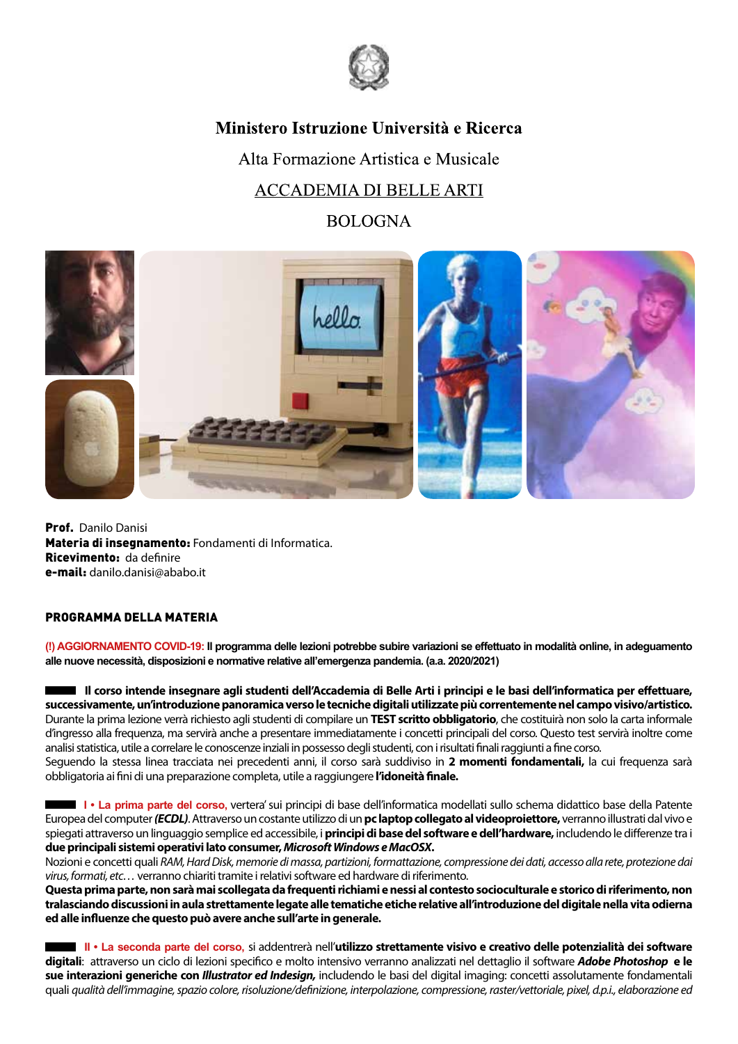Ministero Istruzione Università e Ricerca

Alta Formazione Artistica e Musicale

ACCADEMIA DI BELLE ARTI

BOLOGNA

**Prof.** Danilo Danisi
**Materia di insegnamento:** Fondamenti di Informatica.
**Ricevimento:** da definire
**e-mail:** danilo.danisi@ababo.it

## PROGRAMMA DELLA MATERIA

**(!) AGGIORNAMENTO COVID-19: Il programma delle lezioni potrebbe subire variazioni se effettuato in modalità online, in adeguamento alle nuove necessità, disposizioni e normative relative all'emergenza pandemia. (a.a. 2020/2021)**

**Il corso intende insegnare agli studenti dell'Accademia di Belle Arti i principi e le basi dell'informatica per effettuare, successivamente, un'introduzione panoramica verso le tecniche digitali utilizzate più correntemente nel campo visivo/artistico.**
Durante la prima lezione verrà richiesto agli studenti di compilare un **TEST scritto obbligatorio**, che costituirà non solo la carta informale d'ingresso alla frequenza, ma servirà anche a presentare immediatamente i concetti principali del corso. Questo test servirà inoltre come analisi statistica, utile a correlare le conoscenze inziali in possesso degli studenti, con i risultati finali raggiunti a fine corso.
Seguendo la stessa linea tracciata nei precedenti anni, il corso sarà suddiviso in **2 momenti fondamentali,** la cui frequenza sarà obbligatoria ai fini di una preparazione completa, utile a raggiungere **l'idoneità finale.**

**I • La prima parte del corso,** vertera' sui principi di base dell'informatica modellati sullo schema didattico base della Patente Europea del computer ***(ECDL)***. Attraverso un costante utilizzo di un **pc laptop collegato al videoproiettore,** verranno illustrati dal vivo e spiegati attraverso un linguaggio semplice ed accessibile, i **principi di base del software e dell'hardware,** includendo le differenze tra i **due principali sistemi operativi lato consumer, *Microsoft Windows e MacOSX*.**
Nozioni e concetti quali *RAM, Hard Disk, memorie di massa, partizioni, formattazione, compressione dei dati, accesso alla rete, protezione dai virus, formati, etc…* verranno chiariti tramite i relativi software ed hardware di riferimento.
**Questa prima parte, non sarà mai scollegata da frequenti richiami e nessi al contesto socioculturale e storico di riferimento, non tralasciando discussioni in aula strettamente legate alle tematiche etiche relative all'introduzione del digitale nella vita odierna ed alle influenze che questo può avere anche sull'arte in generale.**

**II • La seconda parte del corso,** si addentrerà nell'**utilizzo strettamente visivo e creativo delle potenzialità dei software digitali**: attraverso un ciclo di lezioni specifico e molto intensivo verranno analizzati nel dettaglio il software ***Adobe Photoshop* e le sue interazioni generiche con *Illustrator ed Indesign,*** includendo le basi del digital imaging: concetti assolutamente fondamentali quali *qualità dell'immagine, spazio colore, risoluzione/definizione, interpolazione, compressione, raster/vettoriale, pixel, d.p.i., elaborazione ed*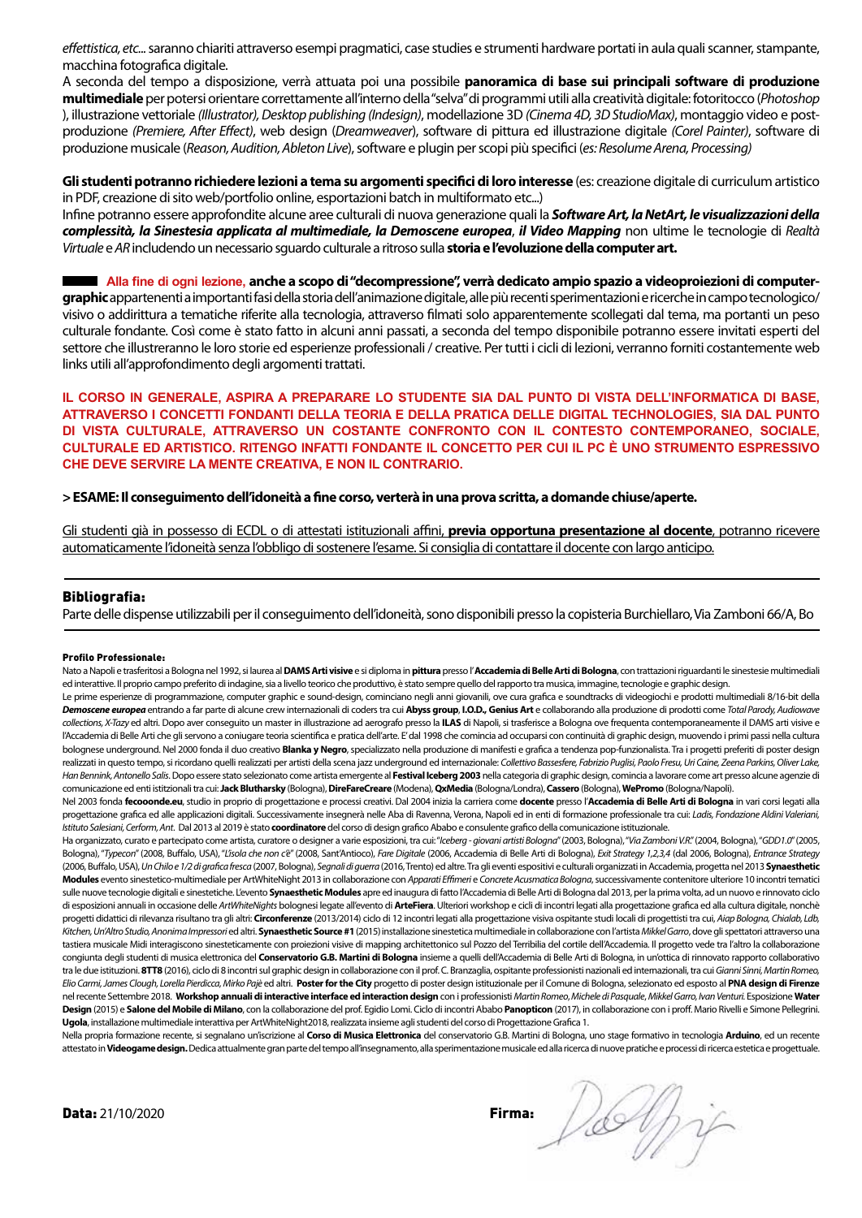*effettistica, etc...* saranno chiariti attraverso esempi pragmatici, case studies e strumenti hardware portati in aula quali scanner, stampante, macchina fotografica digitale.

A seconda del tempo a disposizione, verrà attuata poi una possibile **panoramica di base sui principali software di produzione multimediale** per potersi orientare correttamente all'interno della "selva" di programmi utili alla creatività digitale: fotoritocco (*Photoshop*), illustrazione vettoriale *(Illustrator), Desktop publishing (Indesign)*, modellazione 3D *(Cinema 4D, 3D StudioMax)*, montaggio video e post-produzione *(Premiere, After Effect)*, web design (*Dreamweaver*), software di pittura ed illustrazione digitale *(Corel Painter)*, software di produzione musicale (*Reason, Audition, Ableton Live*), software e plugin per scopi più specifici (*es: Resolume Arena, Processing)*

**Gli studenti potranno richiedere lezioni a tema su argomenti specifici di loro interesse** (es: creazione digitale di curriculum artistico in PDF, creazione di sito web/portfolio online, esportazioni batch in multiformato etc...)

Infine potranno essere approfondite alcune aree culturali di nuova generazione quali la ***Software Art, la NetArt, le visualizzazioni della complessità, la Sinestesia applicata al multimediale, la Demoscene europea***, ***il Video Mapping*** non ultime le tecnologie di *Realtà Virtuale* e *AR* includendo un necessario sguardo culturale a ritroso sulla **storia e l'evoluzione della computer art.**

**Alla fine di ogni lezione, anche a scopo di "decompressione", verrà dedicato ampio spazio a videoproiezioni di computer-graphic** appartenenti a importanti fasi della storia dell'animazione digitale, alle più recenti sperimentazioni e ricerche in campo tecnologico/visivo o addirittura a tematiche riferite alla tecnologia, attraverso filmati solo apparentemente scollegati dal tema, ma portanti un peso culturale fondante. Così come è stato fatto in alcuni anni passati, a seconda del tempo disponibile potranno essere invitati esperti del settore che illustreranno le loro storie ed esperienze professionali / creative. Per tutti i cicli di lezioni, verranno forniti costantemente web links utili all'approfondimento degli argomenti trattati.

**IL CORSO IN GENERALE, ASPIRA A PREPARARE LO STUDENTE SIA DAL PUNTO DI VISTA DELL'INFORMATICA DI BASE, ATTRAVERSO I CONCETTI FONDANTI DELLA TEORIA E DELLA PRATICA DELLE DIGITAL TECHNOLOGIES, SIA DAL PUNTO DI VISTA CULTURALE, ATTRAVERSO UN COSTANTE CONFRONTO CON IL CONTESTO CONTEMPORANEO, SOCIALE, CULTURALE ED ARTISTICO. RITENGO INFATTI FONDANTE IL CONCETTO PER CUI IL PC È UNO STRUMENTO ESPRESSIVO CHE DEVE SERVIRE LA MENTE CREATIVA, E NON IL CONTRARIO.**

**> ESAME: Il conseguimento dell'idoneità a fine corso, verterà in una prova scritta, a domande chiuse/aperte.**

Gli studenti già in possesso di ECDL o di attestati istituzionali affini, **previa opportuna presentazione al docente**, potranno ricevere automaticamente l'idoneità senza l'obbligo di sostenere l'esame. Si consiglia di contattare il docente con largo anticipo.

## Bibliografia:

Parte delle dispense utilizzabili per il conseguimento dell'idoneità, sono disponibili presso la copisteria Burchiellaro, Via Zamboni 66/A, Bo

### Profilo Professionale:

Nato a Napoli e trasferitosi a Bologna nel 1992, si laurea al **DAMS Arti visive** e si diploma in **pittura** presso l' **Accademia di Belle Arti di Bologna**, con trattazioni riguardanti le sinestesie multimediali ed interattive. Il proprio campo preferito di indagine, sia a livello teorico che produttivo, è stato sempre quello del rapporto tra musica, immagine, tecnologie e graphic design.

Le prime esperienze di programmazione, computer graphic e sound-design, cominciano negli anni giovanili, ove cura grafica e soundtracks di videogiochi e prodotti multimediali 8/16-bit della ***Demoscene europea*** entrando a far parte di alcune crew internazionali di coders tra cui **Abyss group**, **I.O.D., Genius Art** e collaborando alla produzione di prodotti come *Total Parody, Audiowave collections, X-Tazy* ed altri. Dopo aver conseguito un master in illustrazione ad aerografo presso la **ILAS** di Napoli, si trasferisce a Bologna ove frequenta contemporaneamente il DAMS arti visive e l'Accademia di Belle Arti che gli servono a coniugare teoria scientifica e pratica dell'arte. E' dal 1998 che comincia ad occuparsi con continuità di graphic design, muovendo i primi passi nella cultura bolognese underground. Nel 2000 fonda il duo creativo **Blanka y Negro**, specializzato nella produzione di manifesti e grafica a tendenza pop-funzionalista. Tra i progetti preferiti di poster design realizzati in questo tempo, si ricordano quelli realizzati per artisti della scena jazz underground ed internazionale: *Collettivo Bassesfere, Fabrizio Puglisi, Paolo Fresu, Uri Caine, Zeena Parkins, Oliver Lake, Han Bennink, Antonello Salis*. Dopo essere stato selezionato come artista emergente al **Festival Iceberg 2003** nella categoria di graphic design, comincia a lavorare come art presso alcune agenzie di comunicazione ed enti istitzionali tra cui: **Jack Blutharsky** (Bologna), **DireFareCreare** (Modena), **QxMedia** (Bologna/Londra), **Cassero** (Bologna), **WePromo** (Bologna/Napoli).

Nel 2003 fonda **fecooonde.eu**, studio in proprio di progettazione e processi creativi. Dal 2004 inizia la carriera come **docente** presso l'**Accademia di Belle Arti di Bologna** in vari corsi legati alla progettazione grafica ed alle applicazioni digitali. Successivamente insegnerà nelle Aba di Ravenna, Verona, Napoli ed in enti di formazione professionale tra cui: *Ladis, Fondazione Aldini Valeriani, Istituto Salesiani, Cerform, Ant*. Dal 2013 al 2019 è stato **coordinatore** del corso di design grafico Ababo e consulente grafico della comunicazione istituzionale.

Ha organizzato, curato e partecipato come artista, curatore o designer a varie esposizioni, tra cui: "*Iceberg - giovani artisti Bologna*" (2003, Bologna), "*Via Zamboni V.R.*" (2004, Bologna), "*GDD1.0*" (2005, Bologna), "*Typecon*" (2008, Buffalo, USA), "*L'isola che non c'è*" (2008, Sant'Antioco), *Fare Digitale* (2006, Accademia di Belle Arti di Bologna), *Exit Strategy 1,2,3,4* (dal 2006, Bologna), *Entrance Strategy* (2006, Buffalo, USA), *Un Chilo e 1/2 di grafica fresca* (2007, Bologna), *Segnali di guerra* (2016, Trento) ed altre. Tra gli eventi espositivi e culturali organizzati in Accademia, progetta nel 2013 **Synaesthetic Modules** evento sinestetico-multimediale per ArtWhiteNight 2013 in collaborazione con *Apparati Effimeri e Concrete Acusmatica Bologna*, successivamente contenitore ulteriore 10 incontri tematici sulle nuove tecnologie digitali e sinestetiche. L'evento **Synaesthetic Modules** apre ed inaugura di fatto l'Accademia di Belle Arti di Bologna dal 2013, per la prima volta, ad un nuovo e rinnovato ciclo di esposizioni annuali in occasione delle *ArtWhiteNights* bolognesi legate all'evento di **ArteFiera**. Ulteriori workshop e cicli di incontri legati alla progettazione grafica ed alla cultura digitale, nonchè progetti didattici di rilevanza risultano tra gli altri: **Circonferenze** (2013/2014) ciclo di 12 incontri legati alla progettazione visiva ospitante studi locali di progettisti tra cui, *Aiap Bologna, Chialab, Ldb, Kitchen, Un'Altro Studio, Anonima Impressori* ed altri. **Synaesthetic Source #1** (2015) installazione sinestetica multimediale in collaborazione con l'artista *Mikkel Garro*, dove gli spettatori attraverso una tastiera musicale Midi interagiscono sinesteticamente con proiezioni visive di mapping architettonico sul Pozzo del Terribilia del cortile dell'Accademia. Il progetto vede tra l'altro la collaborazione congiunta degli studenti di musica elettronica del **Conservatorio G.B. Martini di Bologna** insieme a quelli dell'Accademia di Belle Arti di Bologna, in un'ottica di rinnovato rapporto collaborativo tra le due istituzioni. **8TT8** (2016), ciclo di 8 incontri sul graphic design in collaborazione con il prof. C. Branzaglia, ospitante professionisti nazionali ed internazionali, tra cui *Gianni Sinni, Martin Romeo, Elio Carmi, James Clough, Lorella Pierdicca, Mirko Pajè* ed altri. **Poster for the City** progetto di poster design istituzionale per il Comune di Bologna, selezionato ed esposto al **PNA design di Firenze** nel recente Settembre 2018. **Workshop annuali di interactive interface ed interaction design** con i professionisti *Martin Romeo, Michele di Pasquale, Mikkel Garro, Ivan Venturi*. Esposizione **Water Design** (2015) e **Salone del Mobile di Milano**, con la collaborazione del prof. Egidio Lomi. Ciclo di incontri Ababo **Panopticon** (2017), in collaborazione con i proff. Mario Rivelli e Simone Pellegrini. **Ugola**, installazione multimediale interattiva per ArtWhiteNight2018, realizzata insieme agli studenti del corso di Progettazione Grafica 1.

Nella propria formazione recente, si segnalano un'iscrizione al **Corso di Musica Elettronica** del conservatorio G.B. Martini di Bologna, uno stage formativo in tecnologia **Arduino**, ed un recente attestato in **Videogame design.** Dedica attualmente gran parte del tempo all'insegnamento, alla sperimentazione musicale ed alla ricerca di nuove pratiche e processi di ricerca estetica e progettuale.

**Data:** 21/10/2020

**Firma:**